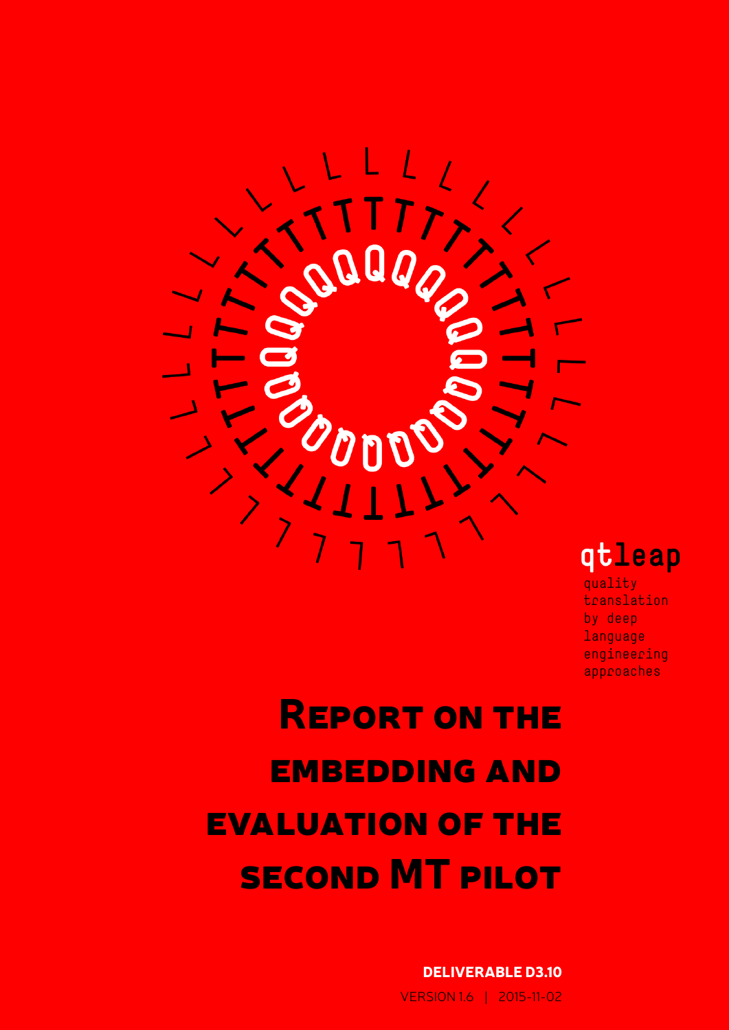qtleap

quality translation by deep language engineering approaches

# Report on the embedding and evaluation of the second MT pilot

**DELIVERABLE D3.10**

VERSION 1.6 | 2015-11-02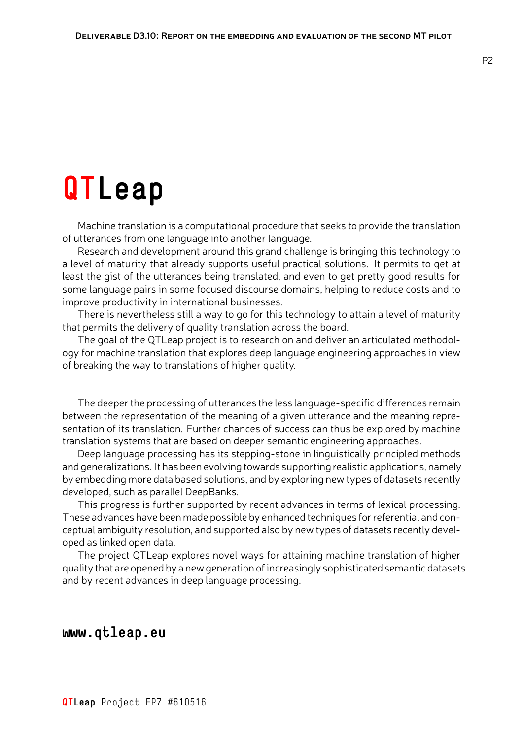# QTLeap

Machine translation is a computational procedure that seeks to provide the translation of utterances from one language into another language.

Research and development around this grand challenge is bringing this technology to a level of maturity that already supports useful practical solutions. It permits to get at least the gist of the utterances being translated, and even to get pretty good results for some language pairs in some focused discourse domains, helping to reduce costs and to improve productivity in international businesses.

There is nevertheless still a way to go for this technology to attain a level of maturity that permits the delivery of quality translation across the board.

The goal of the QTLeap project is to research on and deliver an articulated methodology for machine translation that explores deep language engineering approaches in view of breaking the way to translations of higher quality.

The deeper the processing of utterances the less language-specific differences remain between the representation of the meaning of a given utterance and the meaning representation of its translation. Further chances of success can thus be explored by machine translation systems that are based on deeper semantic engineering approaches.

Deep language processing has its stepping-stone in linguistically principled methods and generalizations. It has been evolving towards supporting realistic applications, namely by embedding more data based solutions, and by exploring new types of datasets recently developed, such as parallel DeepBanks.

This progress is further supported by recent advances in terms of lexical processing. These advances have been made possible by enhanced techniques for referential and conceptual ambiguity resolution, and supported also by new types of datasets recently developed as linked open data.

The project QTLeap explores novel ways for attaining machine translation of higher quality that are opened by a new generation of increasingly sophisticated semantic datasets and by recent advances in deep language processing.

**www.qtleap.eu**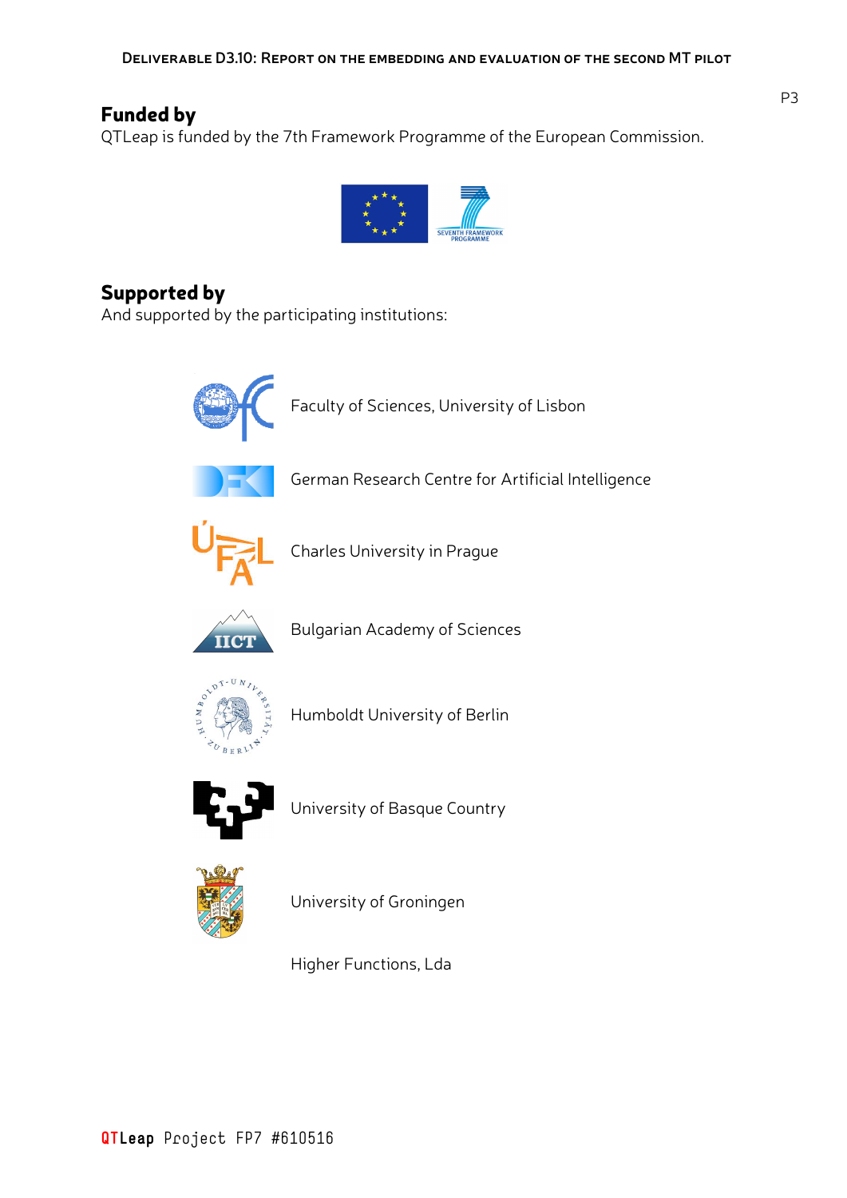## Funded by

QTLeap is funded by the 7th Framework Programme of the European Commission.

## Supported by

And supported by the participating institutions:

Faculty of Sciences, University of Lisbon

German Research Centre for Artificial Intelligence

Charles University in Prague

Bulgarian Academy of Sciences

Humboldt University of Berlin

University of Basque Country

University of Groningen

Higher Functions, Lda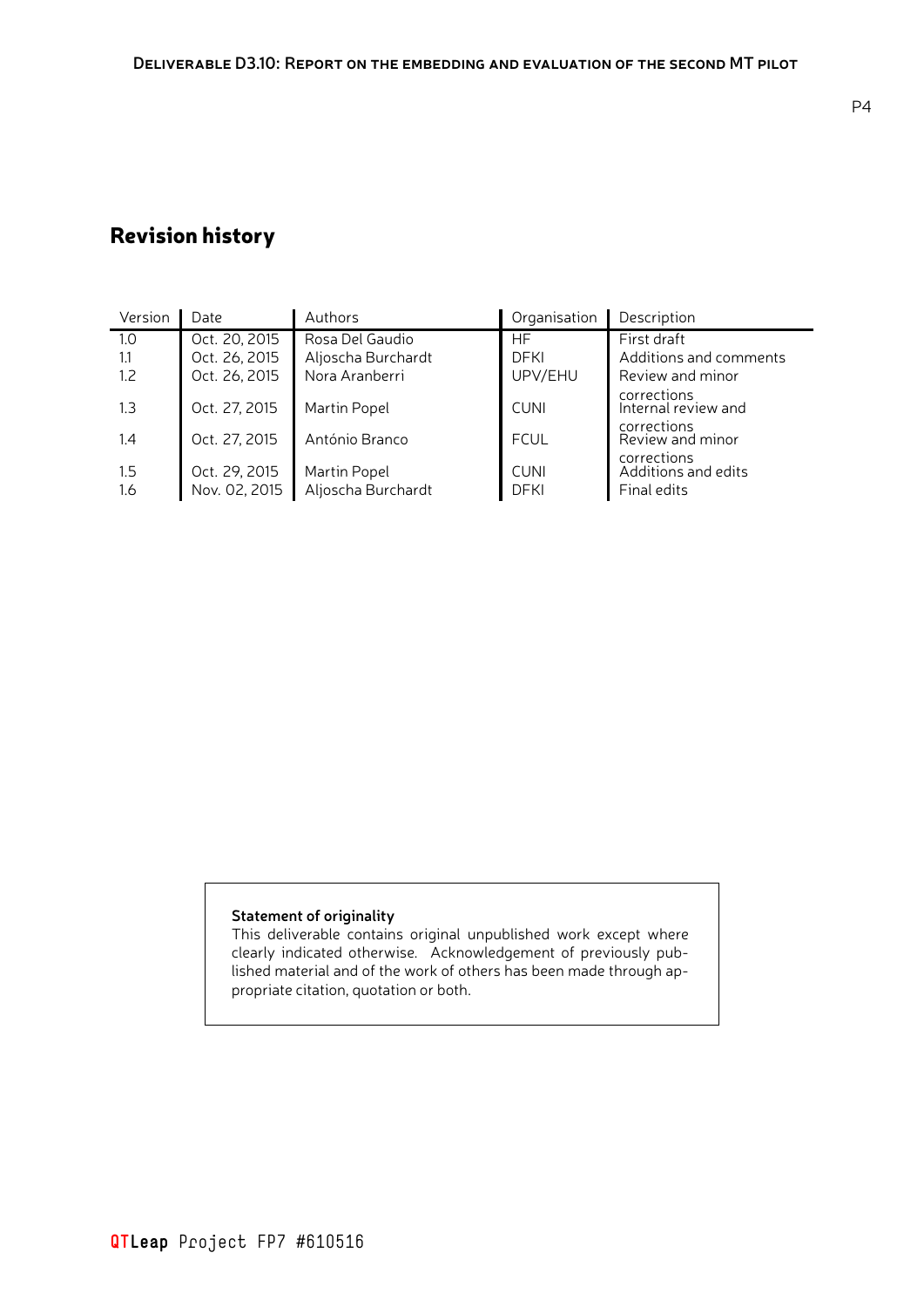## Revision history

| Version | Date | Authors | Organisation | Description |
|---|---|---|---|---|
| 1.0 | Oct. 20, 2015 | Rosa Del Gaudio | HF | First draft |
| 1.1 | Oct. 26, 2015 | Aljoscha Burchardt | DFKI | Additions and comments |
| 1.2 | Oct. 26, 2015 | Nora Aranberri | UPV/EHU | Review and minor corrections |
| 1.3 | Oct. 27, 2015 | Martin Popel | CUNI | Internal review and corrections |
| 1.4 | Oct. 27, 2015 | António Branco | FCUL | Review and minor corrections |
| 1.5 | Oct. 29, 2015 | Martin Popel | CUNI | Additions and edits |
| 1.6 | Nov. 02, 2015 | Aljoscha Burchardt | DFKI | Final edits |

**Statement of originality**
This deliverable contains original unpublished work except where clearly indicated otherwise. Acknowledgement of previously published material and of the work of others has been made through appropriate citation, quotation or both.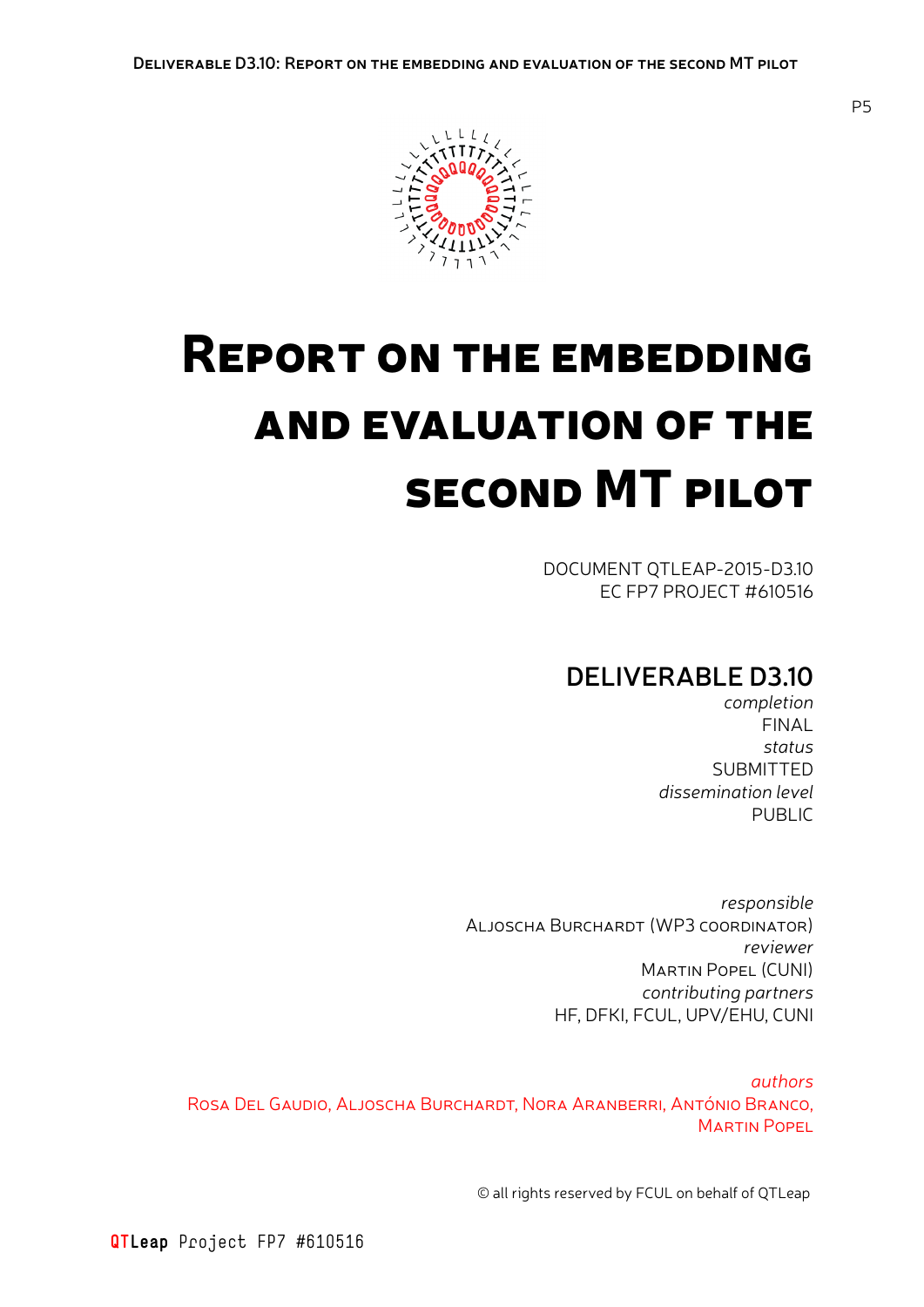# Report on the embedding and evaluation of the second MT pilot

DOCUMENT QTLEAP-2015-D3.10
EC FP7 PROJECT #610516

## DELIVERABLE D3.10

*completion*
FINAL
*status*
SUBMITTED
*dissemination level*
PUBLIC

*responsible*
Aljoscha Burchardt (WP3 coordinator)
*reviewer*
Martin Popel (CUNI)
*contributing partners*
HF, DFKI, FCUL, UPV/EHU, CUNI

*authors*
Rosa Del Gaudio, Aljoscha Burchardt, Nora Aranberri, António Branco, Martin Popel

© all rights reserved by FCUL on behalf of QTLeap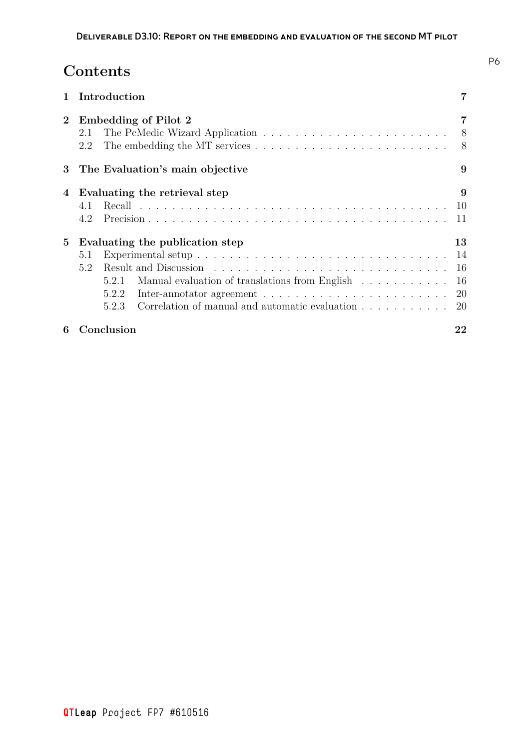# Contents

| | | |
|---|---|---|
| **1** | **Introduction** | **7** |
| **2** | **Embedding of Pilot 2** | **7** |
| 2.1 | The PcMedic Wizard Application | 8 |
| 2.2 | The embedding the MT services | 8 |
| **3** | **The Evaluation's main objective** | **9** |
| **4** | **Evaluating the retrieval step** | **9** |
| 4.1 | Recall | 10 |
| 4.2 | Precision | 11 |
| **5** | **Evaluating the publication step** | **13** |
| 5.1 | Experimental setup | 14 |
| 5.2 | Result and Discussion | 16 |
| 5.2.1 | Manual evaluation of translations from English | 16 |
| 5.2.2 | Inter-annotator agreement | 20 |
| 5.2.3 | Correlation of manual and automatic evaluation | 20 |
| **6** | **Conclusion** | **22** |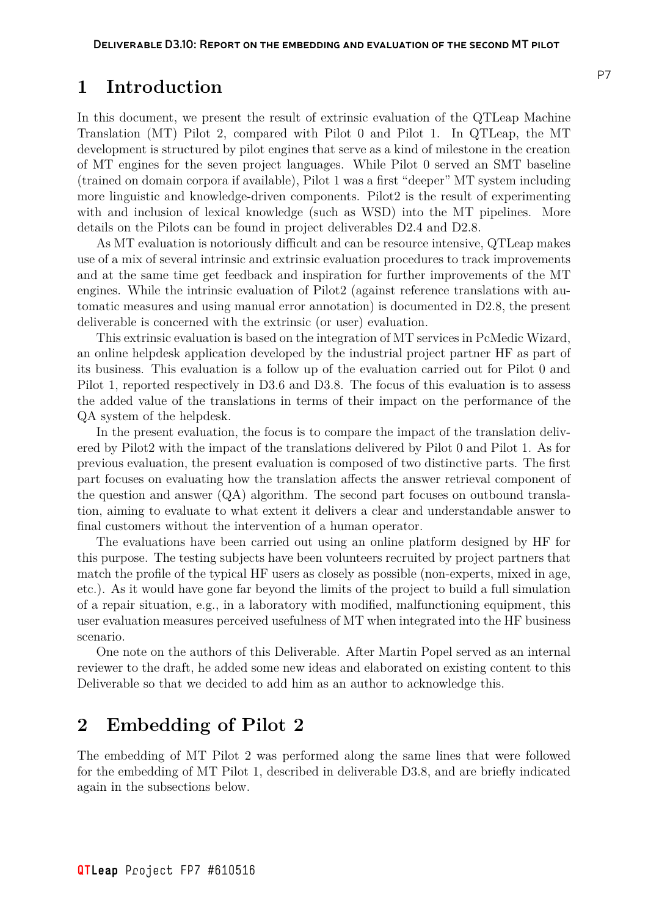# 1 Introduction

In this document, we present the result of extrinsic evaluation of the QTLeap Machine Translation (MT) Pilot 2, compared with Pilot 0 and Pilot 1. In QTLeap, the MT development is structured by pilot engines that serve as a kind of milestone in the creation of MT engines for the seven project languages. While Pilot 0 served an SMT baseline (trained on domain corpora if available), Pilot 1 was a first "deeper" MT system including more linguistic and knowledge-driven components. Pilot2 is the result of experimenting with and inclusion of lexical knowledge (such as WSD) into the MT pipelines. More details on the Pilots can be found in project deliverables D2.4 and D2.8.

As MT evaluation is notoriously difficult and can be resource intensive, QTLeap makes use of a mix of several intrinsic and extrinsic evaluation procedures to track improvements and at the same time get feedback and inspiration for further improvements of the MT engines. While the intrinsic evaluation of Pilot2 (against reference translations with automatic measures and using manual error annotation) is documented in D2.8, the present deliverable is concerned with the extrinsic (or user) evaluation.

This extrinsic evaluation is based on the integration of MT services in PcMedic Wizard, an online helpdesk application developed by the industrial project partner HF as part of its business. This evaluation is a follow up of the evaluation carried out for Pilot 0 and Pilot 1, reported respectively in D3.6 and D3.8. The focus of this evaluation is to assess the added value of the translations in terms of their impact on the performance of the QA system of the helpdesk.

In the present evaluation, the focus is to compare the impact of the translation delivered by Pilot2 with the impact of the translations delivered by Pilot 0 and Pilot 1. As for previous evaluation, the present evaluation is composed of two distinctive parts. The first part focuses on evaluating how the translation affects the answer retrieval component of the question and answer (QA) algorithm. The second part focuses on outbound translation, aiming to evaluate to what extent it delivers a clear and understandable answer to final customers without the intervention of a human operator.

The evaluations have been carried out using an online platform designed by HF for this purpose. The testing subjects have been volunteers recruited by project partners that match the profile of the typical HF users as closely as possible (non-experts, mixed in age, etc.). As it would have gone far beyond the limits of the project to build a full simulation of a repair situation, e.g., in a laboratory with modified, malfunctioning equipment, this user evaluation measures perceived usefulness of MT when integrated into the HF business scenario.

One note on the authors of this Deliverable. After Martin Popel served as an internal reviewer to the draft, he added some new ideas and elaborated on existing content to this Deliverable so that we decided to add him as an author to acknowledge this.

# 2 Embedding of Pilot 2

The embedding of MT Pilot 2 was performed along the same lines that were followed for the embedding of MT Pilot 1, described in deliverable D3.8, and are briefly indicated again in the subsections below.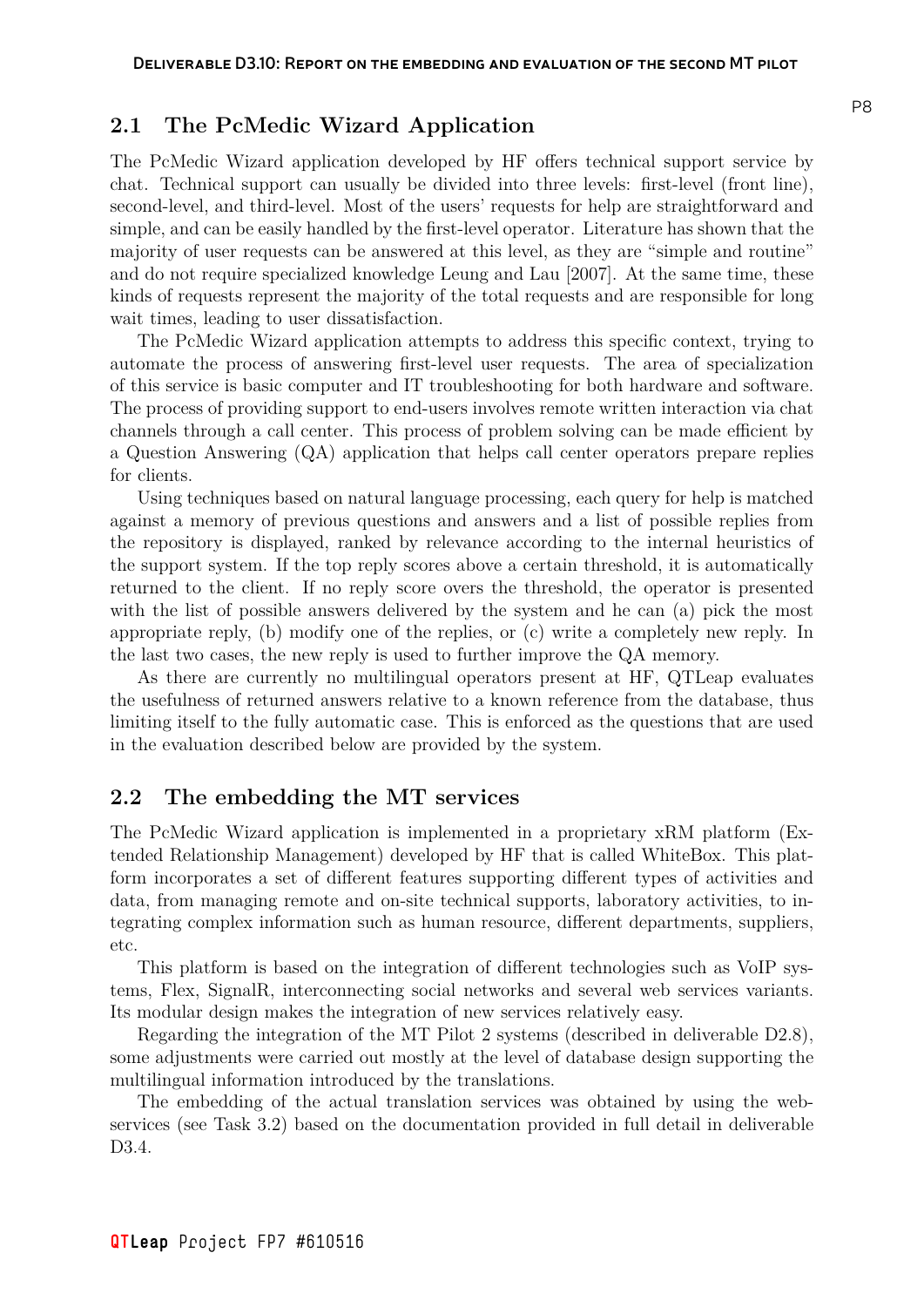## 2.1 The PcMedic Wizard Application

The PcMedic Wizard application developed by HF offers technical support service by chat. Technical support can usually be divided into three levels: first-level (front line), second-level, and third-level. Most of the users' requests for help are straightforward and simple, and can be easily handled by the first-level operator. Literature has shown that the majority of user requests can be answered at this level, as they are "simple and routine" and do not require specialized knowledge Leung and Lau [2007]. At the same time, these kinds of requests represent the majority of the total requests and are responsible for long wait times, leading to user dissatisfaction.

The PcMedic Wizard application attempts to address this specific context, trying to automate the process of answering first-level user requests. The area of specialization of this service is basic computer and IT troubleshooting for both hardware and software. The process of providing support to end-users involves remote written interaction via chat channels through a call center. This process of problem solving can be made efficient by a Question Answering (QA) application that helps call center operators prepare replies for clients.

Using techniques based on natural language processing, each query for help is matched against a memory of previous questions and answers and a list of possible replies from the repository is displayed, ranked by relevance according to the internal heuristics of the support system. If the top reply scores above a certain threshold, it is automatically returned to the client. If no reply score overs the threshold, the operator is presented with the list of possible answers delivered by the system and he can (a) pick the most appropriate reply, (b) modify one of the replies, or (c) write a completely new reply. In the last two cases, the new reply is used to further improve the QA memory.

As there are currently no multilingual operators present at HF, QTLeap evaluates the usefulness of returned answers relative to a known reference from the database, thus limiting itself to the fully automatic case. This is enforced as the questions that are used in the evaluation described below are provided by the system.

## 2.2 The embedding the MT services

The PcMedic Wizard application is implemented in a proprietary xRM platform (Extended Relationship Management) developed by HF that is called WhiteBox. This platform incorporates a set of different features supporting different types of activities and data, from managing remote and on-site technical supports, laboratory activities, to integrating complex information such as human resource, different departments, suppliers, etc.

This platform is based on the integration of different technologies such as VoIP systems, Flex, SignalR, interconnecting social networks and several web services variants. Its modular design makes the integration of new services relatively easy.

Regarding the integration of the MT Pilot 2 systems (described in deliverable D2.8), some adjustments were carried out mostly at the level of database design supporting the multilingual information introduced by the translations.

The embedding of the actual translation services was obtained by using the web-services (see Task 3.2) based on the documentation provided in full detail in deliverable D3.4.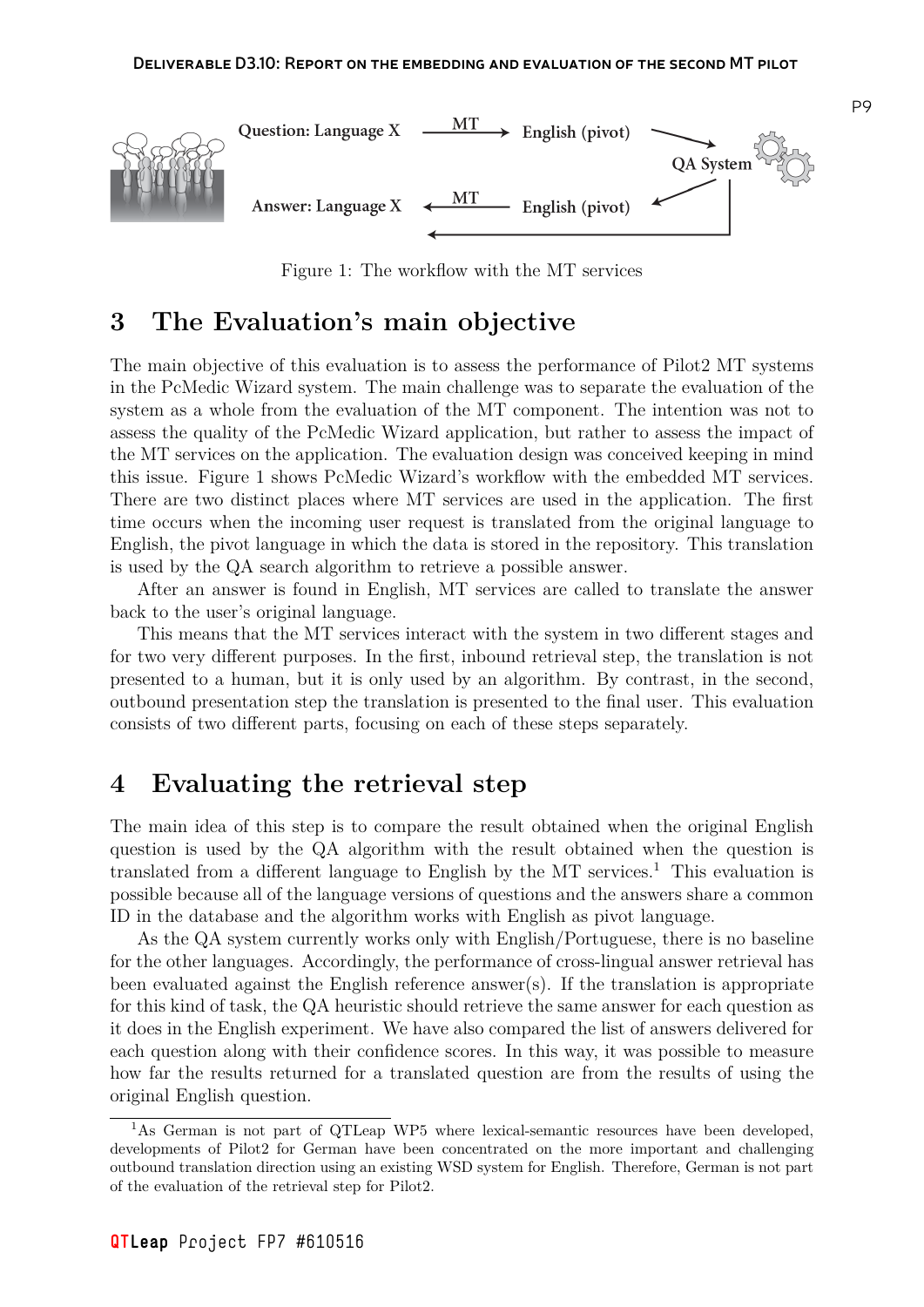Figure 1: The workflow with the MT services

# 3 The Evaluation's main objective

The main objective of this evaluation is to assess the performance of Pilot2 MT systems in the PcMedic Wizard system. The main challenge was to separate the evaluation of the system as a whole from the evaluation of the MT component. The intention was not to assess the quality of the PcMedic Wizard application, but rather to assess the impact of the MT services on the application. The evaluation design was conceived keeping in mind this issue. Figure 1 shows PcMedic Wizard's workflow with the embedded MT services. There are two distinct places where MT services are used in the application. The first time occurs when the incoming user request is translated from the original language to English, the pivot language in which the data is stored in the repository. This translation is used by the QA search algorithm to retrieve a possible answer.

After an answer is found in English, MT services are called to translate the answer back to the user's original language.

This means that the MT services interact with the system in two different stages and for two very different purposes. In the first, inbound retrieval step, the translation is not presented to a human, but it is only used by an algorithm. By contrast, in the second, outbound presentation step the translation is presented to the final user. This evaluation consists of two different parts, focusing on each of these steps separately.

# 4 Evaluating the retrieval step

The main idea of this step is to compare the result obtained when the original English question is used by the QA algorithm with the result obtained when the question is translated from a different language to English by the MT services.[1] This evaluation is possible because all of the language versions of questions and the answers share a common ID in the database and the algorithm works with English as pivot language.

As the QA system currently works only with English/Portuguese, there is no baseline for the other languages. Accordingly, the performance of cross-lingual answer retrieval has been evaluated against the English reference answer(s). If the translation is appropriate for this kind of task, the QA heuristic should retrieve the same answer for each question as it does in the English experiment. We have also compared the list of answers delivered for each question along with their confidence scores. In this way, it was possible to measure how far the results returned for a translated question are from the results of using the original English question.

[1] As German is not part of QTLeap WP5 where lexical-semantic resources have been developed, developments of Pilot2 for German have been concentrated on the more important and challenging outbound translation direction using an existing WSD system for English. Therefore, German is not part of the evaluation of the retrieval step for Pilot2.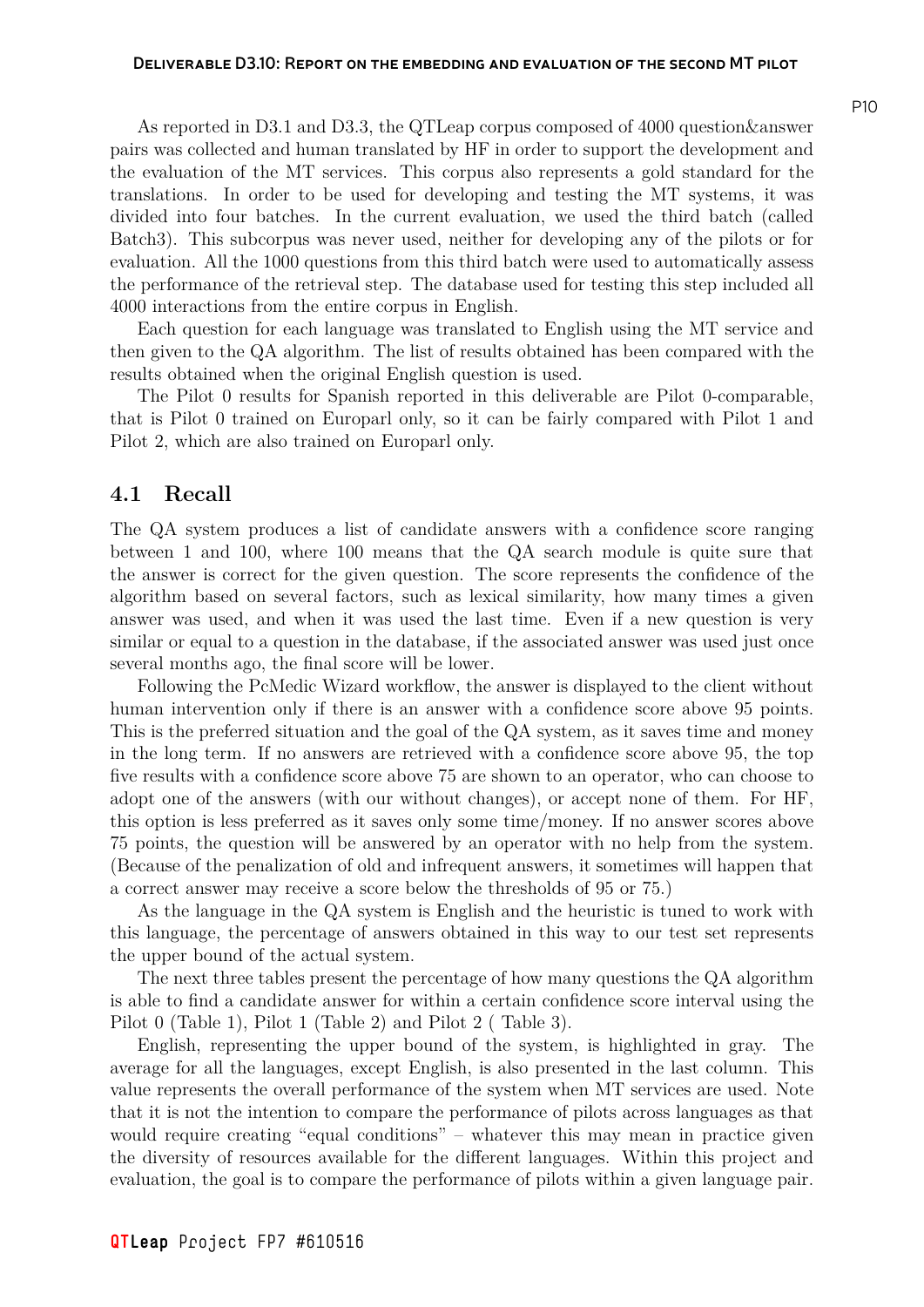As reported in D3.1 and D3.3, the QTLeap corpus composed of 4000 question&answer pairs was collected and human translated by HF in order to support the development and the evaluation of the MT services. This corpus also represents a gold standard for the translations. In order to be used for developing and testing the MT systems, it was divided into four batches. In the current evaluation, we used the third batch (called Batch3). This subcorpus was never used, neither for developing any of the pilots or for evaluation. All the 1000 questions from this third batch were used to automatically assess the performance of the retrieval step. The database used for testing this step included all 4000 interactions from the entire corpus in English.

Each question for each language was translated to English using the MT service and then given to the QA algorithm. The list of results obtained has been compared with the results obtained when the original English question is used.

The Pilot 0 results for Spanish reported in this deliverable are Pilot 0-comparable, that is Pilot 0 trained on Europarl only, so it can be fairly compared with Pilot 1 and Pilot 2, which are also trained on Europarl only.

## 4.1 Recall

The QA system produces a list of candidate answers with a confidence score ranging between 1 and 100, where 100 means that the QA search module is quite sure that the answer is correct for the given question. The score represents the confidence of the algorithm based on several factors, such as lexical similarity, how many times a given answer was used, and when it was used the last time. Even if a new question is very similar or equal to a question in the database, if the associated answer was used just once several months ago, the final score will be lower.

Following the PcMedic Wizard workflow, the answer is displayed to the client without human intervention only if there is an answer with a confidence score above 95 points. This is the preferred situation and the goal of the QA system, as it saves time and money in the long term. If no answers are retrieved with a confidence score above 95, the top five results with a confidence score above 75 are shown to an operator, who can choose to adopt one of the answers (with our without changes), or accept none of them. For HF, this option is less preferred as it saves only some time/money. If no answer scores above 75 points, the question will be answered by an operator with no help from the system. (Because of the penalization of old and infrequent answers, it sometimes will happen that a correct answer may receive a score below the thresholds of 95 or 75.)

As the language in the QA system is English and the heuristic is tuned to work with this language, the percentage of answers obtained in this way to our test set represents the upper bound of the actual system.

The next three tables present the percentage of how many questions the QA algorithm is able to find a candidate answer for within a certain confidence score interval using the Pilot 0 (Table 1), Pilot 1 (Table 2) and Pilot 2 ( Table 3).

English, representing the upper bound of the system, is highlighted in gray. The average for all the languages, except English, is also presented in the last column. This value represents the overall performance of the system when MT services are used. Note that it is not the intention to compare the performance of pilots across languages as that would require creating "equal conditions" – whatever this may mean in practice given the diversity of resources available for the different languages. Within this project and evaluation, the goal is to compare the performance of pilots within a given language pair.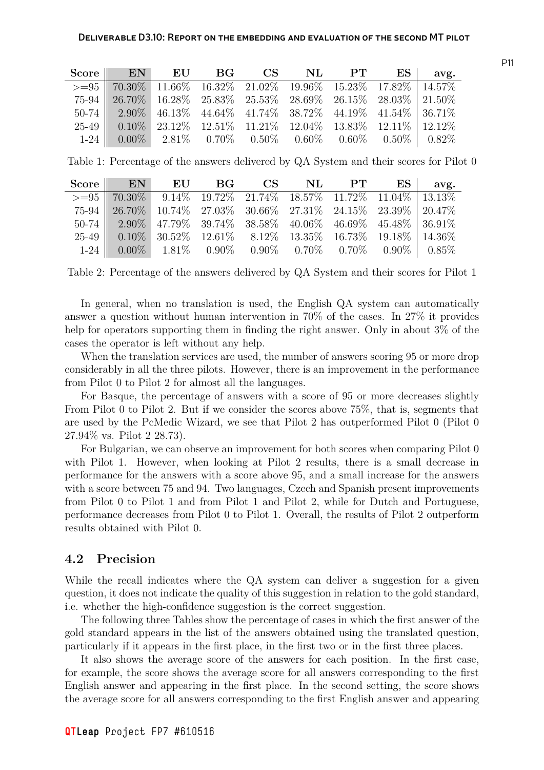| Score | EN | EU | BG | CS | NL | PT | ES | avg. |
|---|---|---|---|---|---|---|---|---|
| >=95 | 70.30% | 11.66% | 16.32% | 21.02% | 19.96% | 15.23% | 17.82% | 14.57% |
| 75-94 | 26.70% | 16.28% | 25.83% | 25.53% | 28.69% | 26.15% | 28.03% | 21.50% |
| 50-74 | 2.90% | 46.13% | 44.64% | 41.74% | 38.72% | 44.19% | 41.54% | 36.71% |
| 25-49 | 0.10% | 23.12% | 12.51% | 11.21% | 12.04% | 13.83% | 12.11% | 12.12% |
| 1-24 | 0.00% | 2.81% | 0.70% | 0.50% | 0.60% | 0.60% | 0.50% | 0.82% |

Table 1: Percentage of the answers delivered by QA System and their scores for Pilot 0

| Score | EN | EU | BG | CS | NL | PT | ES | avg. |
|---|---|---|---|---|---|---|---|---|
| >=95 | 70.30% | 9.14% | 19.72% | 21.74% | 18.57% | 11.72% | 11.04% | 13.13% |
| 75-94 | 26.70% | 10.74% | 27.03% | 30.66% | 27.31% | 24.15% | 23.39% | 20.47% |
| 50-74 | 2.90% | 47.79% | 39.74% | 38.58% | 40.06% | 46.69% | 45.48% | 36.91% |
| 25-49 | 0.10% | 30.52% | 12.61% | 8.12% | 13.35% | 16.73% | 19.18% | 14.36% |
| 1-24 | 0.00% | 1.81% | 0.90% | 0.90% | 0.70% | 0.70% | 0.90% | 0.85% |

Table 2: Percentage of the answers delivered by QA System and their scores for Pilot 1

In general, when no translation is used, the English QA system can automatically answer a question without human intervention in 70% of the cases. In 27% it provides help for operators supporting them in finding the right answer. Only in about 3% of the cases the operator is left without any help.

When the translation services are used, the number of answers scoring 95 or more drop considerably in all the three pilots. However, there is an improvement in the performance from Pilot 0 to Pilot 2 for almost all the languages.

For Basque, the percentage of answers with a score of 95 or more decreases slightly From Pilot 0 to Pilot 2. But if we consider the scores above 75%, that is, segments that are used by the PcMedic Wizard, we see that Pilot 2 has outperformed Pilot 0 (Pilot 0 27.94% vs. Pilot 2 28.73).

For Bulgarian, we can observe an improvement for both scores when comparing Pilot 0 with Pilot 1. However, when looking at Pilot 2 results, there is a small decrease in performance for the answers with a score above 95, and a small increase for the answers with a score between 75 and 94. Two languages, Czech and Spanish present improvements from Pilot 0 to Pilot 1 and from Pilot 1 and Pilot 2, while for Dutch and Portuguese, performance decreases from Pilot 0 to Pilot 1. Overall, the results of Pilot 2 outperform results obtained with Pilot 0.

## 4.2 Precision

While the recall indicates where the QA system can deliver a suggestion for a given question, it does not indicate the quality of this suggestion in relation to the gold standard, i.e. whether the high-confidence suggestion is the correct suggestion.

The following three Tables show the percentage of cases in which the first answer of the gold standard appears in the list of the answers obtained using the translated question, particularly if it appears in the first place, in the first two or in the first three places.

It also shows the average score of the answers for each position. In the first case, for example, the score shows the average score for all answers corresponding to the first English answer and appearing in the first place. In the second setting, the score shows the average score for all answers corresponding to the first English answer and appearing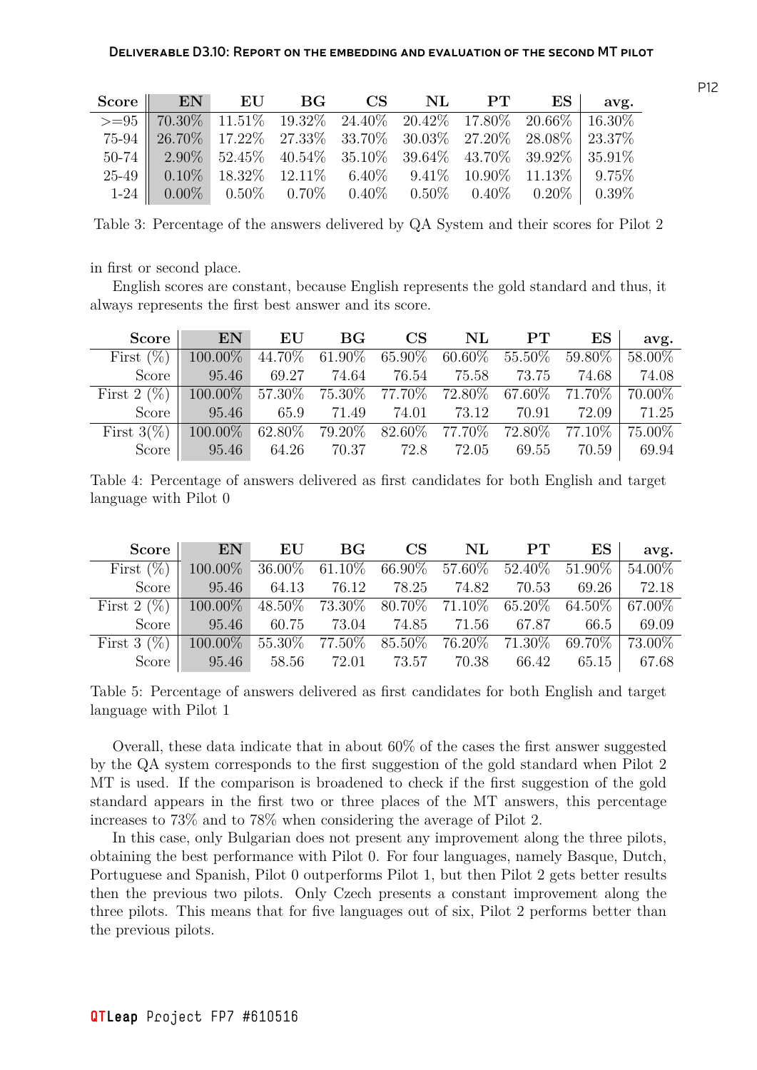| Score | EN | EU | BG | CS | NL | PT | ES | avg. |
|---|---|---|---|---|---|---|---|---|
| >=95 | 70.30% | 11.51% | 19.32% | 24.40% | 20.42% | 17.80% | 20.66% | 16.30% |
| 75-94 | 26.70% | 17.22% | 27.33% | 33.70% | 30.03% | 27.20% | 28.08% | 23.37% |
| 50-74 | 2.90% | 52.45% | 40.54% | 35.10% | 39.64% | 43.70% | 39.92% | 35.91% |
| 25-49 | 0.10% | 18.32% | 12.11% | 6.40% | 9.41% | 10.90% | 11.13% | 9.75% |
| 1-24 | 0.00% | 0.50% | 0.70% | 0.40% | 0.50% | 0.40% | 0.20% | 0.39% |

Table 3: Percentage of the answers delivered by QA System and their scores for Pilot 2

in first or second place.

English scores are constant, because English represents the gold standard and thus, it always represents the first best answer and its score.

| Score | EN | EU | BG | CS | NL | PT | ES | avg. |
|---|---|---|---|---|---|---|---|---|
| First (%) | 100.00% | 44.70% | 61.90% | 65.90% | 60.60% | 55.50% | 59.80% | 58.00% |
| Score | 95.46 | 69.27 | 74.64 | 76.54 | 75.58 | 73.75 | 74.68 | 74.08 |
| First 2 (%) | 100.00% | 57.30% | 75.30% | 77.70% | 72.80% | 67.60% | 71.70% | 70.00% |
| Score | 95.46 | 65.9 | 71.49 | 74.01 | 73.12 | 70.91 | 72.09 | 71.25 |
| First 3(%) | 100.00% | 62.80% | 79.20% | 82.60% | 77.70% | 72.80% | 77.10% | 75.00% |
| Score | 95.46 | 64.26 | 70.37 | 72.8 | 72.05 | 69.55 | 70.59 | 69.94 |

Table 4: Percentage of answers delivered as first candidates for both English and target language with Pilot 0

| Score | EN | EU | BG | CS | NL | PT | ES | avg. |
|---|---|---|---|---|---|---|---|---|
| First (%) | 100.00% | 36.00% | 61.10% | 66.90% | 57.60% | 52.40% | 51.90% | 54.00% |
| Score | 95.46 | 64.13 | 76.12 | 78.25 | 74.82 | 70.53 | 69.26 | 72.18 |
| First 2 (%) | 100.00% | 48.50% | 73.30% | 80.70% | 71.10% | 65.20% | 64.50% | 67.00% |
| Score | 95.46 | 60.75 | 73.04 | 74.85 | 71.56 | 67.87 | 66.5 | 69.09 |
| First 3 (%) | 100.00% | 55.30% | 77.50% | 85.50% | 76.20% | 71.30% | 69.70% | 73.00% |
| Score | 95.46 | 58.56 | 72.01 | 73.57 | 70.38 | 66.42 | 65.15 | 67.68 |

Table 5: Percentage of answers delivered as first candidates for both English and target language with Pilot 1

Overall, these data indicate that in about 60% of the cases the first answer suggested by the QA system corresponds to the first suggestion of the gold standard when Pilot 2 MT is used. If the comparison is broadened to check if the first suggestion of the gold standard appears in the first two or three places of the MT answers, this percentage increases to 73% and to 78% when considering the average of Pilot 2.

In this case, only Bulgarian does not present any improvement along the three pilots, obtaining the best performance with Pilot 0. For four languages, namely Basque, Dutch, Portuguese and Spanish, Pilot 0 outperforms Pilot 1, but then Pilot 2 gets better results then the previous two pilots. Only Czech presents a constant improvement along the three pilots. This means that for five languages out of six, Pilot 2 performs better than the previous pilots.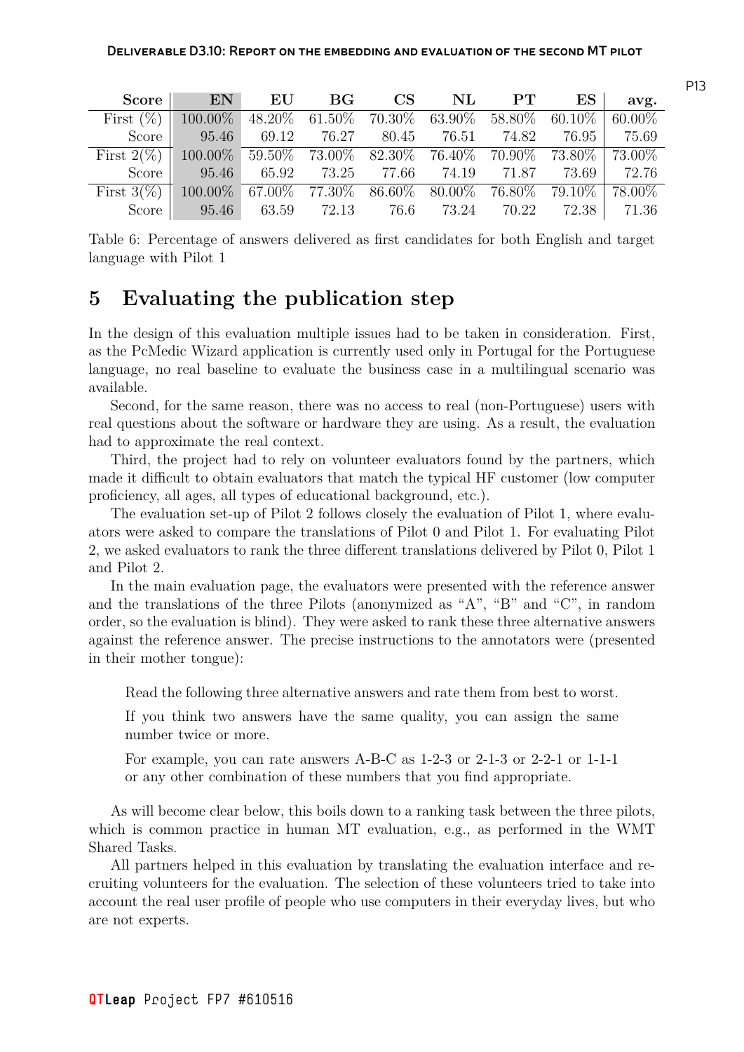| Score | EN | EU | BG | CS | NL | PT | ES | avg. |
|---|---|---|---|---|---|---|---|---|
| First (%) | 100.00% | 48.20% | 61.50% | 70.30% | 63.90% | 58.80% | 60.10% | 60.00% |
| Score | 95.46 | 69.12 | 76.27 | 80.45 | 76.51 | 74.82 | 76.95 | 75.69 |
| First 2(%) | 100.00% | 59.50% | 73.00% | 82.30% | 76.40% | 70.90% | 73.80% | 73.00% |
| Score | 95.46 | 65.92 | 73.25 | 77.66 | 74.19 | 71.87 | 73.69 | 72.76 |
| First 3(%) | 100.00% | 67.00% | 77.30% | 86.60% | 80.00% | 76.80% | 79.10% | 78.00% |
| Score | 95.46 | 63.59 | 72.13 | 76.6 | 73.24 | 70.22 | 72.38 | 71.36 |

Table 6: Percentage of answers delivered as first candidates for both English and target language with Pilot 1

# 5 Evaluating the publication step

In the design of this evaluation multiple issues had to be taken in consideration. First, as the PcMedic Wizard application is currently used only in Portugal for the Portuguese language, no real baseline to evaluate the business case in a multilingual scenario was available.

Second, for the same reason, there was no access to real (non-Portuguese) users with real questions about the software or hardware they are using. As a result, the evaluation had to approximate the real context.

Third, the project had to rely on volunteer evaluators found by the partners, which made it difficult to obtain evaluators that match the typical HF customer (low computer proficiency, all ages, all types of educational background, etc.).

The evaluation set-up of Pilot 2 follows closely the evaluation of Pilot 1, where evaluators were asked to compare the translations of Pilot 0 and Pilot 1. For evaluating Pilot 2, we asked evaluators to rank the three different translations delivered by Pilot 0, Pilot 1 and Pilot 2.

In the main evaluation page, the evaluators were presented with the reference answer and the translations of the three Pilots (anonymized as "A", "B" and "C", in random order, so the evaluation is blind). They were asked to rank these three alternative answers against the reference answer. The precise instructions to the annotators were (presented in their mother tongue):

> Read the following three alternative answers and rate them from best to worst.
>
> If you think two answers have the same quality, you can assign the same number twice or more.
>
> For example, you can rate answers A-B-C as 1-2-3 or 2-1-3 or 2-2-1 or 1-1-1 or any other combination of these numbers that you find appropriate.

As will become clear below, this boils down to a ranking task between the three pilots, which is common practice in human MT evaluation, e.g., as performed in the WMT Shared Tasks.

All partners helped in this evaluation by translating the evaluation interface and recruiting volunteers for the evaluation. The selection of these volunteers tried to take into account the real user profile of people who use computers in their everyday lives, but who are not experts.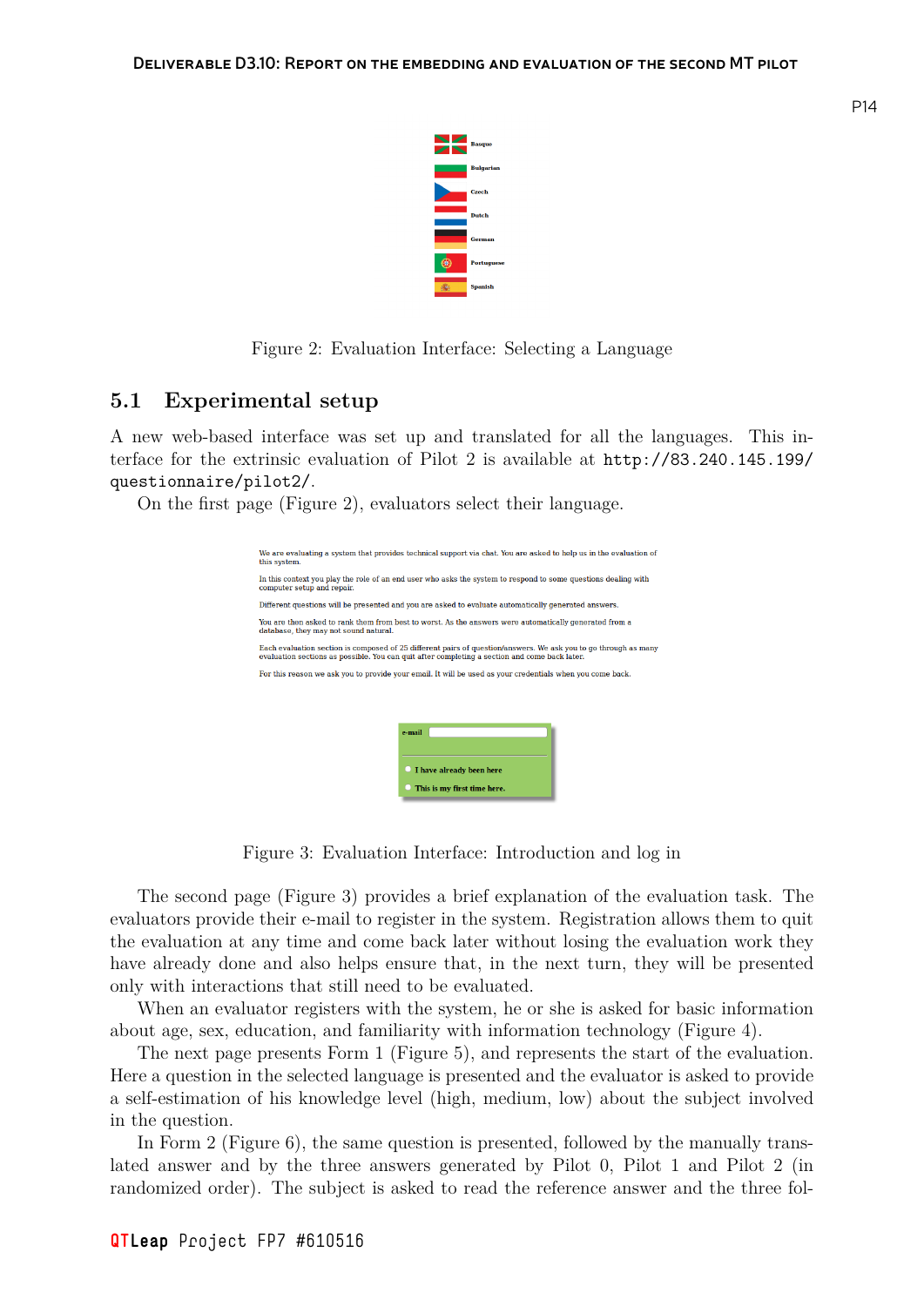Basque

Bulgarian

Czech

Dutch

German

Portuguese

Spanish

Figure 2: Evaluation Interface: Selecting a Language

## 5.1 Experimental setup

A new web-based interface was set up and translated for all the languages. This interface for the extrinsic evaluation of Pilot 2 is available at `http://83.240.145.199/questionnaire/pilot2/`.

On the first page (Figure 2), evaluators select their language.

We are evaluating a system that provides technical support via chat. You are asked to help us in the evaluation of this system.

In this context you play the role of an end user who asks the system to respond to some questions dealing with computer setup and repair.

Different questions will be presented and you are asked to evaluate automatically generated answers.

You are then asked to rank them from best to worst. As the answers were automatically generated from a database, they may not sound natural.

Each evaluation section is composed of 25 different pairs of question/answers. We ask you to go through as many evaluation sections as possible. You can quit after completing a section and come back later.

For this reason we ask you to provide your email. It will be used as your credentials when you come back.

e-mail

I have already been here

This is my first time here.

Figure 3: Evaluation Interface: Introduction and log in

The second page (Figure 3) provides a brief explanation of the evaluation task. The evaluators provide their e-mail to register in the system. Registration allows them to quit the evaluation at any time and come back later without losing the evaluation work they have already done and also helps ensure that, in the next turn, they will be presented only with interactions that still need to be evaluated.

When an evaluator registers with the system, he or she is asked for basic information about age, sex, education, and familiarity with information technology (Figure 4).

The next page presents Form 1 (Figure 5), and represents the start of the evaluation. Here a question in the selected language is presented and the evaluator is asked to provide a self-estimation of his knowledge level (high, medium, low) about the subject involved in the question.

In Form 2 (Figure 6), the same question is presented, followed by the manually translated answer and by the three answers generated by Pilot 0, Pilot 1 and Pilot 2 (in randomized order). The subject is asked to read the reference answer and the three fol-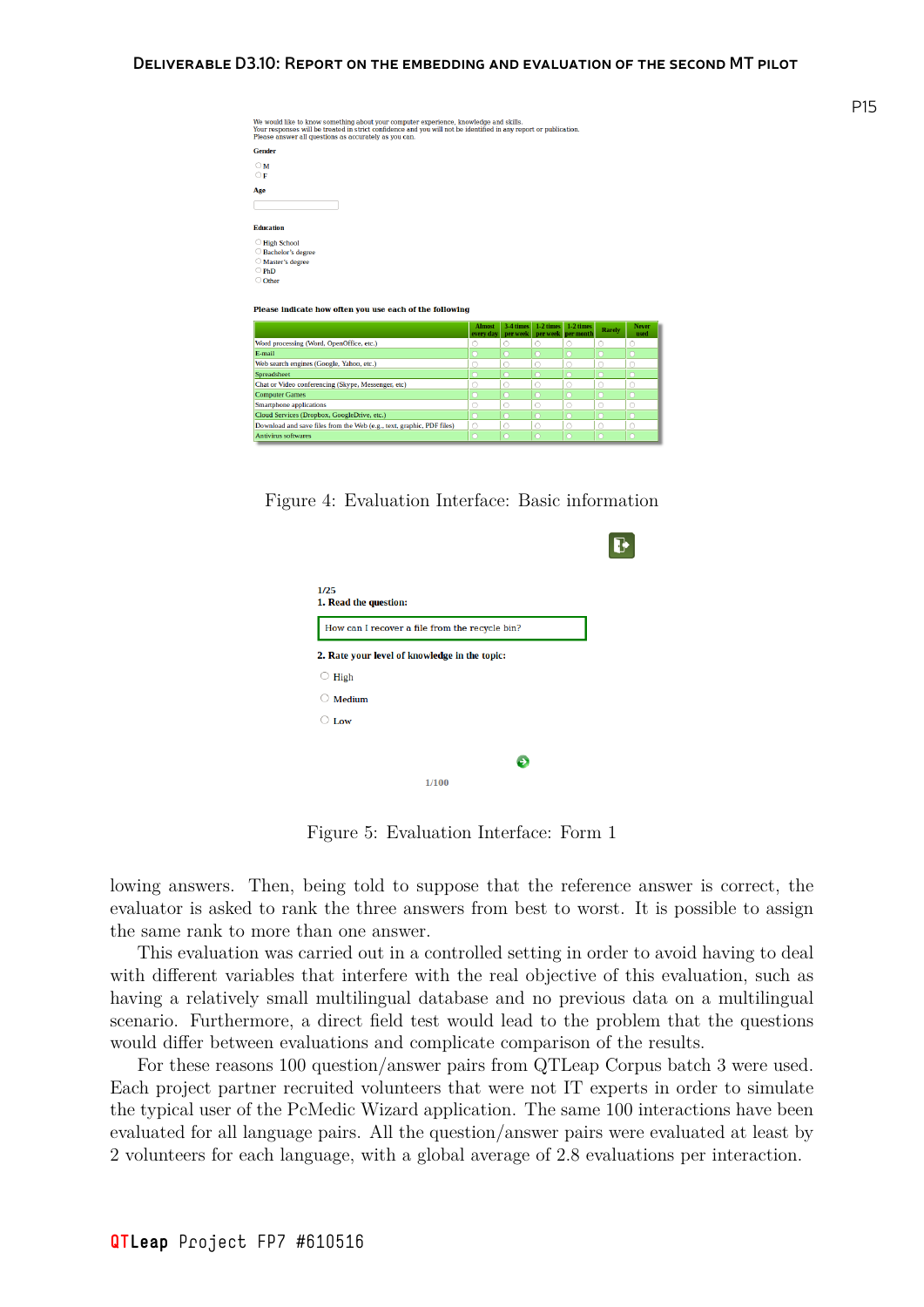We would like to know something about your computer experience, knowledge and skills.
Your responses will be treated in strict confidence and you will not be identified in any report or publication.
Please answer all questions as accurately as you can.

**Gender**

- M
- F

**Age**

**Education**

- High School
- Bachelor's degree
- Master's degree
- PhD
- Other

**Please indicate how often you use each of the following**

| | Almost every day | 3-4 times per week | 1-2 times per week | 1-2 times per month | Rarely | Never used |
|---|---|---|---|---|---|---|
| Word processing (Word, OpenOffice, etc.) | ○ | ○ | ○ | ○ | ○ | ○ |
| E-mail | ○ | ○ | ○ | ○ | ○ | ○ |
| Web search engines (Google, Yahoo, etc.) | ○ | ○ | ○ | ○ | ○ | ○ |
| Spreadsheet | ○ | ○ | ○ | ○ | ○ | ○ |
| Chat or Video conferencing (Skype, Messenger, etc) | ○ | ○ | ○ | ○ | ○ | ○ |
| Computer Games | ○ | ○ | ○ | ○ | ○ | ○ |
| Smartphone applications | ○ | ○ | ○ | ○ | ○ | ○ |
| Cloud Services (Dropbox, GoogleDrive, etc.) | ○ | ○ | ○ | ○ | ○ | ○ |
| Download and save files from the Web (e.g., text, graphic, PDF files) | ○ | ○ | ○ | ○ | ○ | ○ |
| Antivirus softwares | ○ | ○ | ○ | ○ | ○ | ○ |

Figure 4: Evaluation Interface: Basic information

1/25

**1. Read the question:**

How can I recover a file from the recycle bin?

**2. Rate your level of knowledge in the topic:**

- High
- Medium
- Low

1/100

Figure 5: Evaluation Interface: Form 1

lowing answers. Then, being told to suppose that the reference answer is correct, the evaluator is asked to rank the three answers from best to worst. It is possible to assign the same rank to more than one answer.

This evaluation was carried out in a controlled setting in order to avoid having to deal with different variables that interfere with the real objective of this evaluation, such as having a relatively small multilingual database and no previous data on a multilingual scenario. Furthermore, a direct field test would lead to the problem that the questions would differ between evaluations and complicate comparison of the results.

For these reasons 100 question/answer pairs from QTLeap Corpus batch 3 were used. Each project partner recruited volunteers that were not IT experts in order to simulate the typical user of the PcMedic Wizard application. The same 100 interactions have been evaluated for all language pairs. All the question/answer pairs were evaluated at least by 2 volunteers for each language, with a global average of 2.8 evaluations per interaction.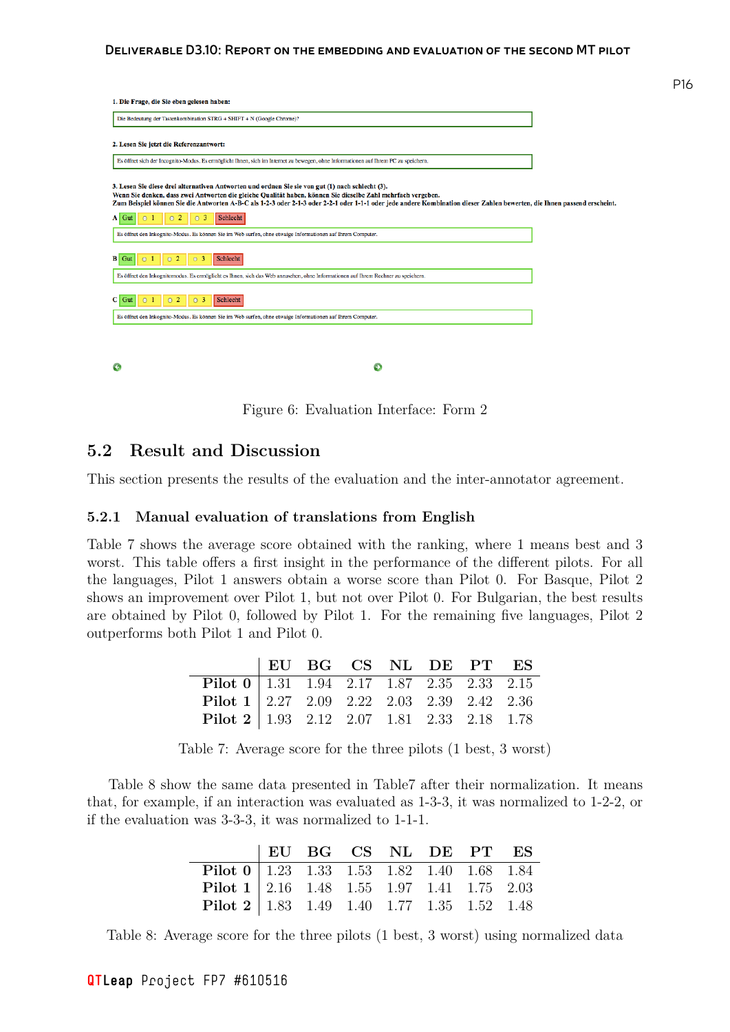1. Die Frage, die Sie eben gelesen haben:

Die Bedeutung der Tastenkombination STRG + SHIFT + N (Google Chrome)?

2. Lesen Sie jetzt die Referenzantwort:

Es öffnet sich der Incognito-Modus. Es ermöglicht Ihnen, sich im Internet zu bewegen, ohne Informationen auf Ihrem PC zu speichern.

3. Lesen Sie diese drei alternativen Antworten und ordnen Sie sie von gut (1) nach schlecht (3).
Wenn Sie denken, dass zwei Antworten die gleiche Qualität haben, können Sie dieselbe Zahl mehrfach vergeben.
Zum Beispiel können Sie die Antworten A-B-C als 1-2-3 oder 2-1-3 oder 2-2-1 oder 1-1-1 oder jede andere Kombination dieser Zahlen bewerten, die Ihnen passend erscheint.

A Gut 1 2 3 Schlecht

Es öffnet den Inkognito-Modus. Es können Sie im Web surfen, ohne etwaige Informationen auf Ihrem Computer.

B Gut 1 2 3 Schlecht

Es öffnet den Inkognitomodus. Es ermöglicht es Ihnen, sich das Web anzusehen, ohne Informationen auf Ihrem Rechner zu speichern.

C Gut 1 2 3 Schlecht

Es öffnet den Inkognito-Modus. Es können Sie im Web surfen, ohne etwaige Informationen auf Ihrem Computer.

Figure 6: Evaluation Interface: Form 2

## 5.2 Result and Discussion

This section presents the results of the evaluation and the inter-annotator agreement.

### 5.2.1 Manual evaluation of translations from English

Table 7 shows the average score obtained with the ranking, where 1 means best and 3 worst. This table offers a first insight in the performance of the different pilots. For all the languages, Pilot 1 answers obtain a worse score than Pilot 0. For Basque, Pilot 2 shows an improvement over Pilot 1, but not over Pilot 0. For Bulgarian, the best results are obtained by Pilot 0, followed by Pilot 1. For the remaining five languages, Pilot 2 outperforms both Pilot 1 and Pilot 0.

| | EU | BG | CS | NL | DE | PT | ES |
|---|---|---|---|---|---|---|---|
| **Pilot 0** | 1.31 | 1.94 | 2.17 | 1.87 | 2.35 | 2.33 | 2.15 |
| **Pilot 1** | 2.27 | 2.09 | 2.22 | 2.03 | 2.39 | 2.42 | 2.36 |
| **Pilot 2** | 1.93 | 2.12 | 2.07 | 1.81 | 2.33 | 2.18 | 1.78 |

Table 7: Average score for the three pilots (1 best, 3 worst)

Table 8 show the same data presented in Table7 after their normalization. It means that, for example, if an interaction was evaluated as 1-3-3, it was normalized to 1-2-2, or if the evaluation was 3-3-3, it was normalized to 1-1-1.

| | EU | BG | CS | NL | DE | PT | ES |
|---|---|---|---|---|---|---|---|
| **Pilot 0** | 1.23 | 1.33 | 1.53 | 1.82 | 1.40 | 1.68 | 1.84 |
| **Pilot 1** | 2.16 | 1.48 | 1.55 | 1.97 | 1.41 | 1.75 | 2.03 |
| **Pilot 2** | 1.83 | 1.49 | 1.40 | 1.77 | 1.35 | 1.52 | 1.48 |

Table 8: Average score for the three pilots (1 best, 3 worst) using normalized data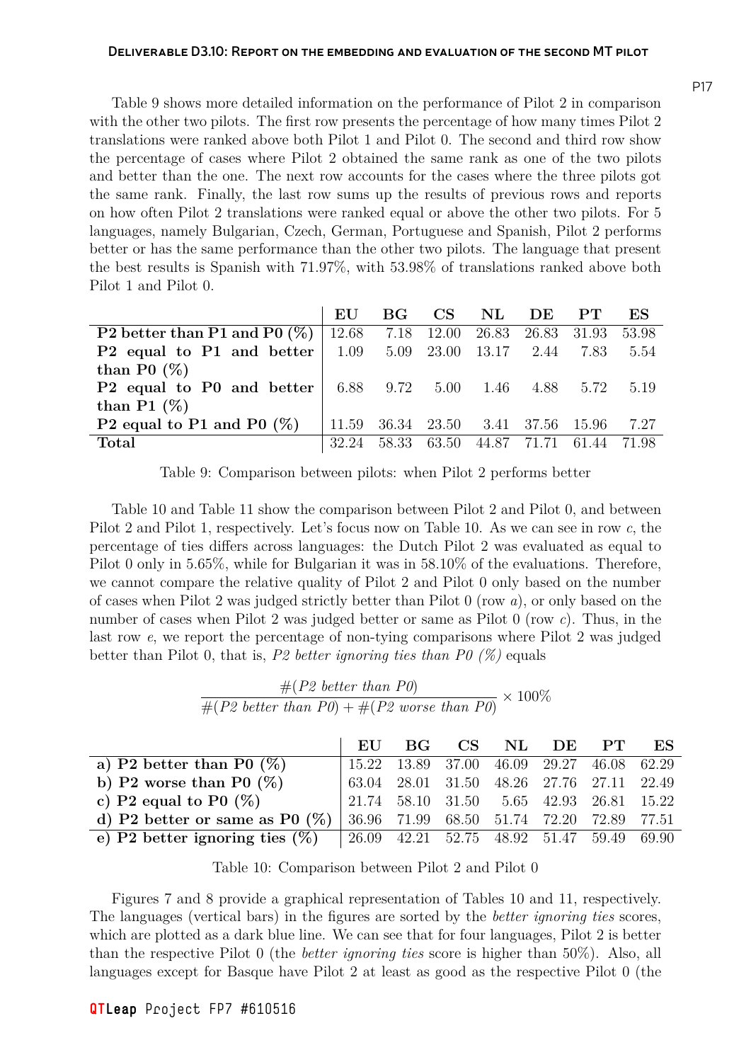Table 9 shows more detailed information on the performance of Pilot 2 in comparison with the other two pilots. The first row presents the percentage of how many times Pilot 2 translations were ranked above both Pilot 1 and Pilot 0. The second and third row show the percentage of cases where Pilot 2 obtained the same rank as one of the two pilots and better than the one. The next row accounts for the cases where the three pilots got the same rank. Finally, the last row sums up the results of previous rows and reports on how often Pilot 2 translations were ranked equal or above the other two pilots. For 5 languages, namely Bulgarian, Czech, German, Portuguese and Spanish, Pilot 2 performs better or has the same performance than the other two pilots. The language that present the best results is Spanish with 71.97%, with 53.98% of translations ranked above both Pilot 1 and Pilot 0.

| | EU | BG | CS | NL | DE | PT | ES |
|---|---|---|---|---|---|---|---|
| **P2 better than P1 and P0 (%)** | 12.68 | 7.18 | 12.00 | 26.83 | 26.83 | 31.93 | 53.98 |
| **P2 equal to P1 and better than P0 (%)** | 1.09 | 5.09 | 23.00 | 13.17 | 2.44 | 7.83 | 5.54 |
| **P2 equal to P0 and better than P1 (%)** | 6.88 | 9.72 | 5.00 | 1.46 | 4.88 | 5.72 | 5.19 |
| **P2 equal to P1 and P0 (%)** | 11.59 | 36.34 | 23.50 | 3.41 | 37.56 | 15.96 | 7.27 |
| **Total** | 32.24 | 58.33 | 63.50 | 44.87 | 71.71 | 61.44 | 71.98 |

Table 9: Comparison between pilots: when Pilot 2 performs better

Table 10 and Table 11 show the comparison between Pilot 2 and Pilot 0, and between Pilot 2 and Pilot 1, respectively. Let's focus now on Table 10. As we can see in row *c*, the percentage of ties differs across languages: the Dutch Pilot 2 was evaluated as equal to Pilot 0 only in 5.65%, while for Bulgarian it was in 58.10% of the evaluations. Therefore, we cannot compare the relative quality of Pilot 2 and Pilot 0 only based on the number of cases when Pilot 2 was judged strictly better than Pilot 0 (row *a*), or only based on the number of cases when Pilot 2 was judged better or same as Pilot 0 (row *c*). Thus, in the last row *e*, we report the percentage of non-tying comparisons where Pilot 2 was judged better than Pilot 0, that is, *P2 better ignoring ties than P0 (%)* equals

$$\frac{\#(\textit{P2 better than P0})}{\#(\textit{P2 better than P0}) + \#(\textit{P2 worse than P0})} \times 100\%$$

| | EU | BG | CS | NL | DE | PT | ES |
|---|---|---|---|---|---|---|---|
| **a) P2 better than P0 (%)** | 15.22 | 13.89 | 37.00 | 46.09 | 29.27 | 46.08 | 62.29 |
| **b) P2 worse than P0 (%)** | 63.04 | 28.01 | 31.50 | 48.26 | 27.76 | 27.11 | 22.49 |
| **c) P2 equal to P0 (%)** | 21.74 | 58.10 | 31.50 | 5.65 | 42.93 | 26.81 | 15.22 |
| **d) P2 better or same as P0 (%)** | 36.96 | 71.99 | 68.50 | 51.74 | 72.20 | 72.89 | 77.51 |
| **e) P2 better ignoring ties (%)** | 26.09 | 42.21 | 52.75 | 48.92 | 51.47 | 59.49 | 69.90 |

Table 10: Comparison between Pilot 2 and Pilot 0

Figures 7 and 8 provide a graphical representation of Tables 10 and 11, respectively. The languages (vertical bars) in the figures are sorted by the *better ignoring ties* scores, which are plotted as a dark blue line. We can see that for four languages, Pilot 2 is better than the respective Pilot 0 (the *better ignoring ties* score is higher than 50%). Also, all languages except for Basque have Pilot 2 at least as good as the respective Pilot 0 (the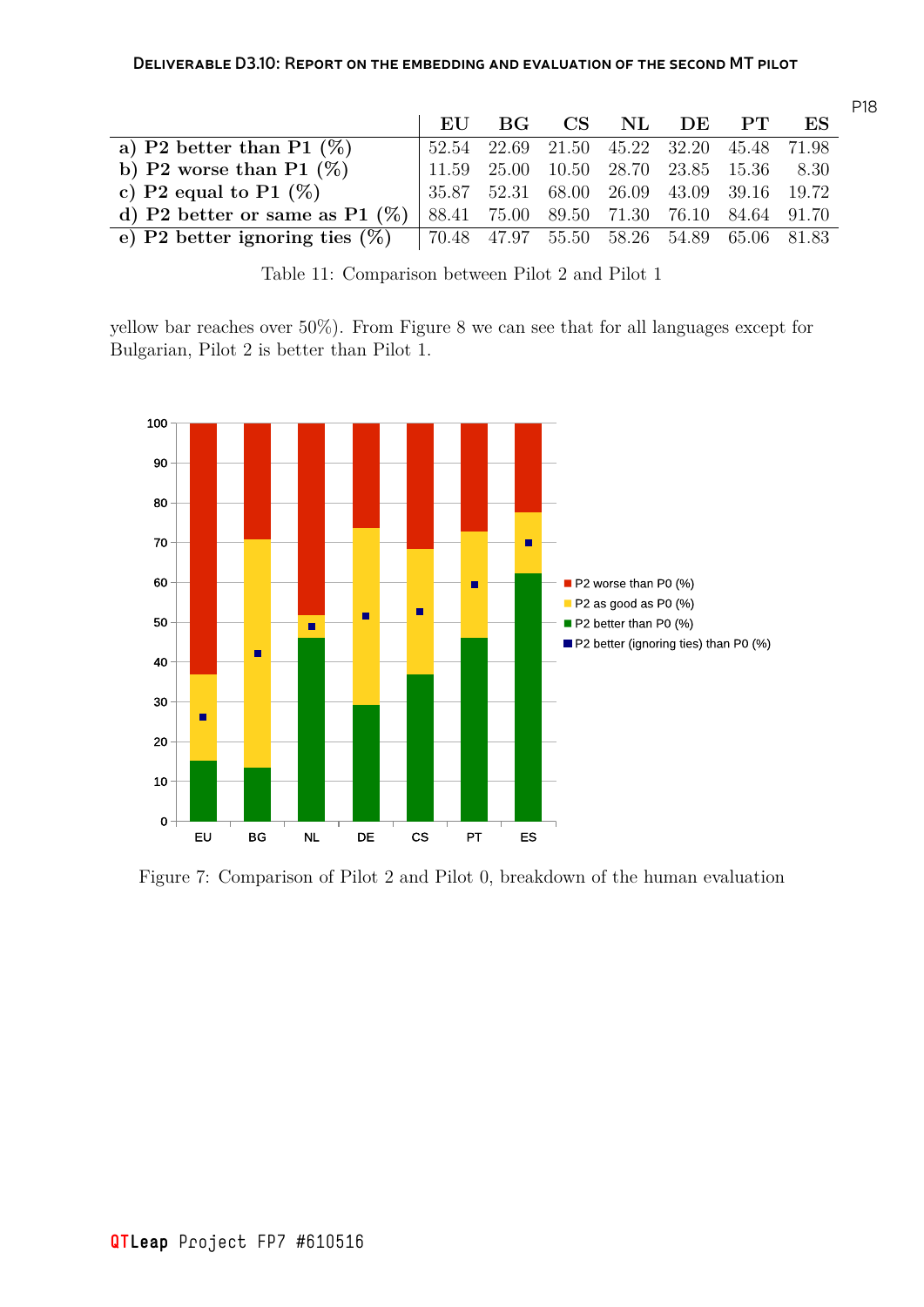| | EU | BG | CS | NL | DE | PT | ES |
|---|---|---|---|---|---|---|---|
| **a) P2 better than P1 (%)** | 52.54 | 22.69 | 21.50 | 45.22 | 32.20 | 45.48 | 71.98 |
| **b) P2 worse than P1 (%)** | 11.59 | 25.00 | 10.50 | 28.70 | 23.85 | 15.36 | 8.30 |
| **c) P2 equal to P1 (%)** | 35.87 | 52.31 | 68.00 | 26.09 | 43.09 | 39.16 | 19.72 |
| **d) P2 better or same as P1 (%)** | 88.41 | 75.00 | 89.50 | 71.30 | 76.10 | 84.64 | 91.70 |
| **e) P2 better ignoring ties (%)** | 70.48 | 47.97 | 55.50 | 58.26 | 54.89 | 65.06 | 81.83 |

Table 11: Comparison between Pilot 2 and Pilot 1

yellow bar reaches over 50%). From Figure 8 we can see that for all languages except for Bulgarian, Pilot 2 is better than Pilot 1.

Figure 7: Comparison of Pilot 2 and Pilot 0, breakdown of the human evaluation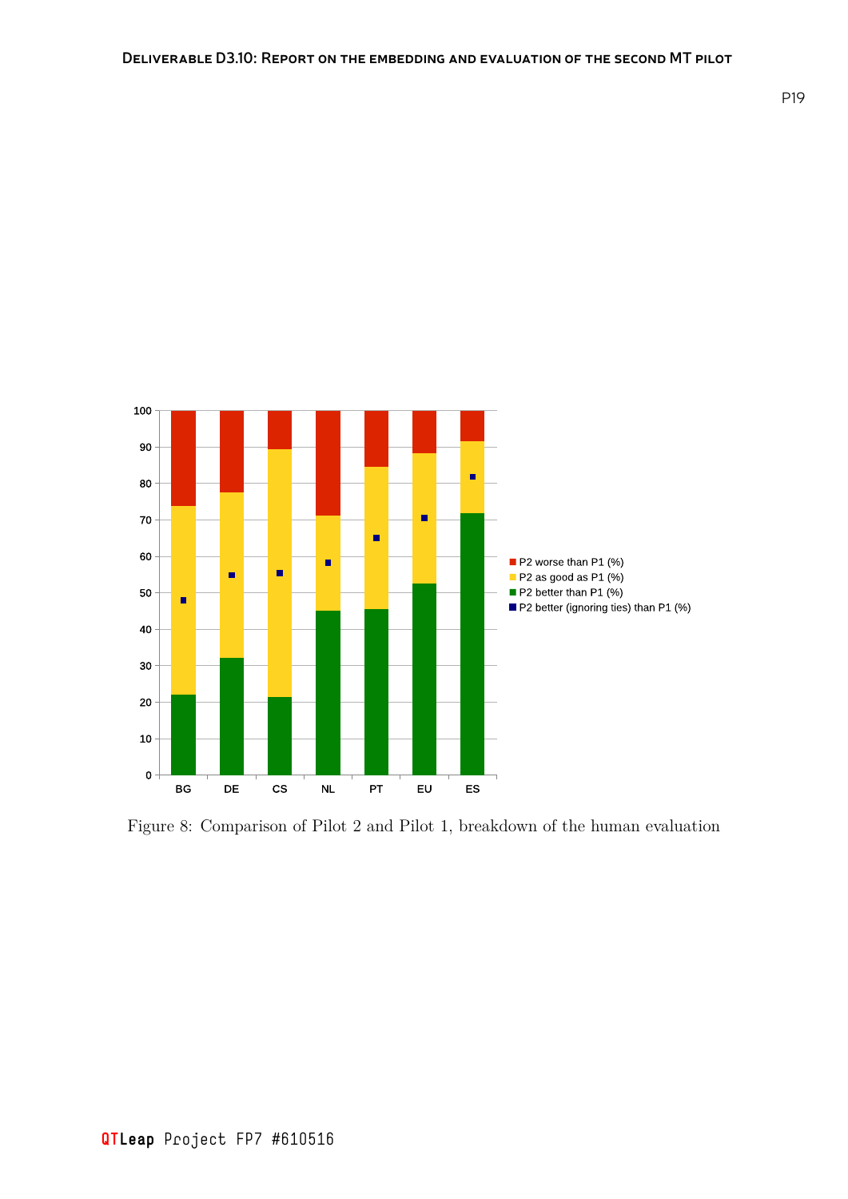Figure 8: Comparison of Pilot 2 and Pilot 1, breakdown of the human evaluation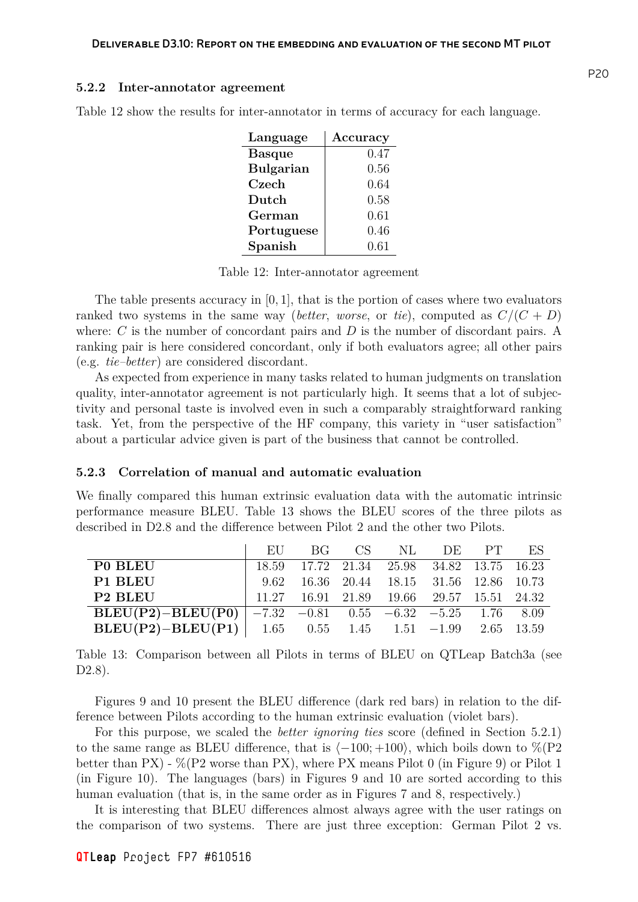#### 5.2.2 Inter-annotator agreement

Table 12 show the results for inter-annotator in terms of accuracy for each language.

| Language | Accuracy |
|---|---|
| **Basque** | 0.47 |
| **Bulgarian** | 0.56 |
| **Czech** | 0.64 |
| **Dutch** | 0.58 |
| **German** | 0.61 |
| **Portuguese** | 0.46 |
| **Spanish** | 0.61 |

Table 12: Inter-annotator agreement

The table presents accuracy in $[0, 1]$, that is the portion of cases where two evaluators ranked two systems in the same way (*better*, *worse*, or *tie*), computed as $C/(C + D)$ where: $C$ is the number of concordant pairs and $D$ is the number of discordant pairs. A ranking pair is here considered concordant, only if both evaluators agree; all other pairs (e.g. *tie–better*) are considered discordant.

As expected from experience in many tasks related to human judgments on translation quality, inter-annotator agreement is not particularly high. It seems that a lot of subjectivity and personal taste is involved even in such a comparably straightforward ranking task. Yet, from the perspective of the HF company, this variety in "user satisfaction" about a particular advice given is part of the business that cannot be controlled.

#### 5.2.3 Correlation of manual and automatic evaluation

We finally compared this human extrinsic evaluation data with the automatic intrinsic performance measure BLEU. Table 13 shows the BLEU scores of the three pilots as described in D2.8 and the difference between Pilot 2 and the other two Pilots.

| | EU | BG | CS | NL | DE | PT | ES |
|---|---|---|---|---|---|---|---|
| **P0 BLEU** | 18.59 | 17.72 | 21.34 | 25.98 | 34.82 | 13.75 | 16.23 |
| **P1 BLEU** | 9.62 | 16.36 | 20.44 | 18.15 | 31.56 | 12.86 | 10.73 |
| **P2 BLEU** | 11.27 | 16.91 | 21.89 | 19.66 | 29.57 | 15.51 | 24.32 |
| **BLEU(P2)−BLEU(P0)** | −7.32 | −0.81 | 0.55 | −6.32 | −5.25 | 1.76 | 8.09 |
| **BLEU(P2)−BLEU(P1)** | 1.65 | 0.55 | 1.45 | 1.51 | −1.99 | 2.65 | 13.59 |

Table 13: Comparison between all Pilots in terms of BLEU on QTLeap Batch3a (see D2.8).

Figures 9 and 10 present the BLEU difference (dark red bars) in relation to the difference between Pilots according to the human extrinsic evaluation (violet bars).

For this purpose, we scaled the *better ignoring ties* score (defined in Section 5.2.1) to the same range as BLEU difference, that is $\langle -100; +100 \rangle$, which boils down to %(P2 better than PX) - %(P2 worse than PX), where PX means Pilot 0 (in Figure 9) or Pilot 1 (in Figure 10). The languages (bars) in Figures 9 and 10 are sorted according to this human evaluation (that is, in the same order as in Figures 7 and 8, respectively.)

It is interesting that BLEU differences almost always agree with the user ratings on the comparison of two systems. There are just three exception: German Pilot 2 vs.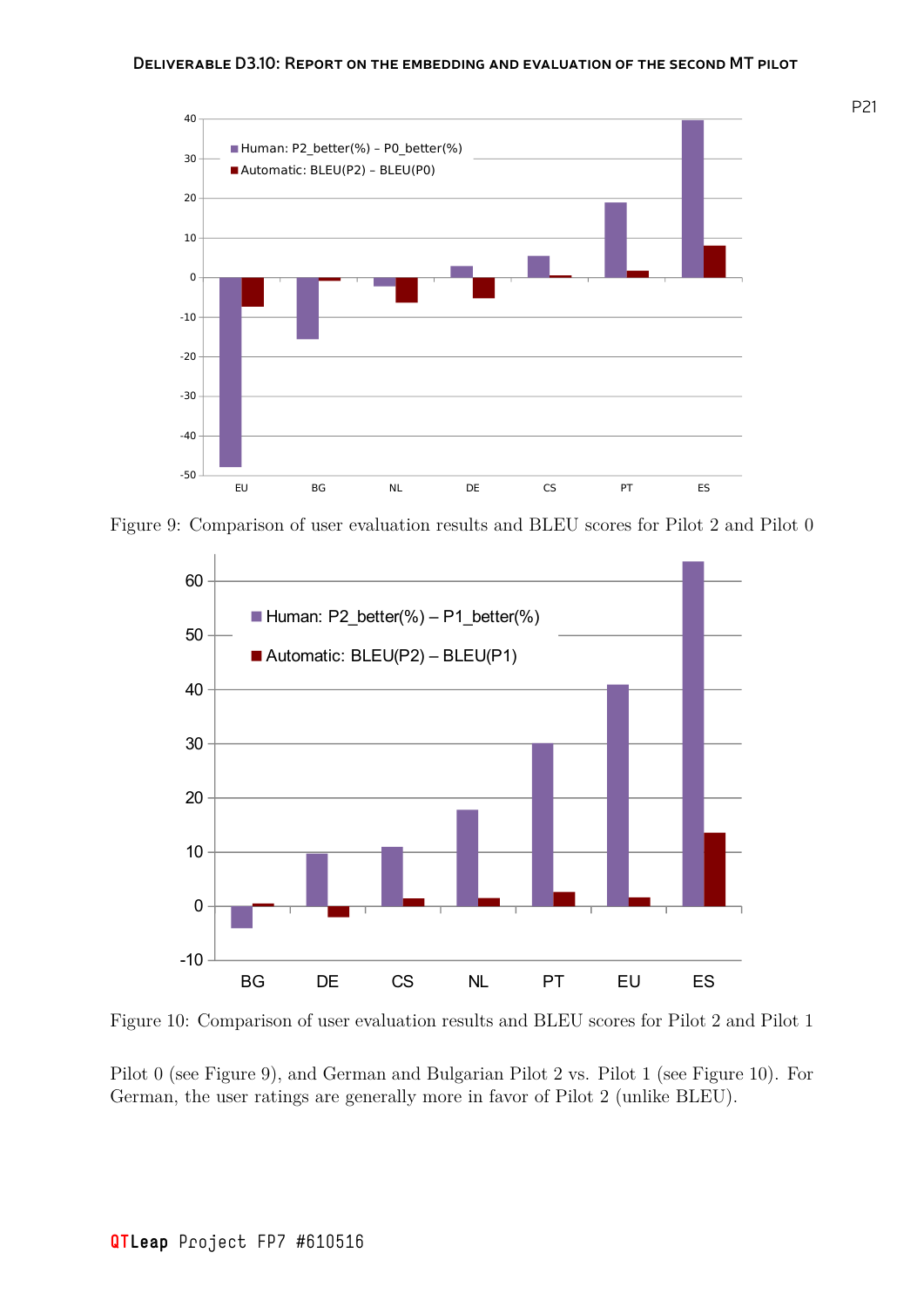Figure 9: Comparison of user evaluation results and BLEU scores for Pilot 2 and Pilot 0

Figure 10: Comparison of user evaluation results and BLEU scores for Pilot 2 and Pilot 1

Pilot 0 (see Figure 9), and German and Bulgarian Pilot 2 vs. Pilot 1 (see Figure 10). For German, the user ratings are generally more in favor of Pilot 2 (unlike BLEU).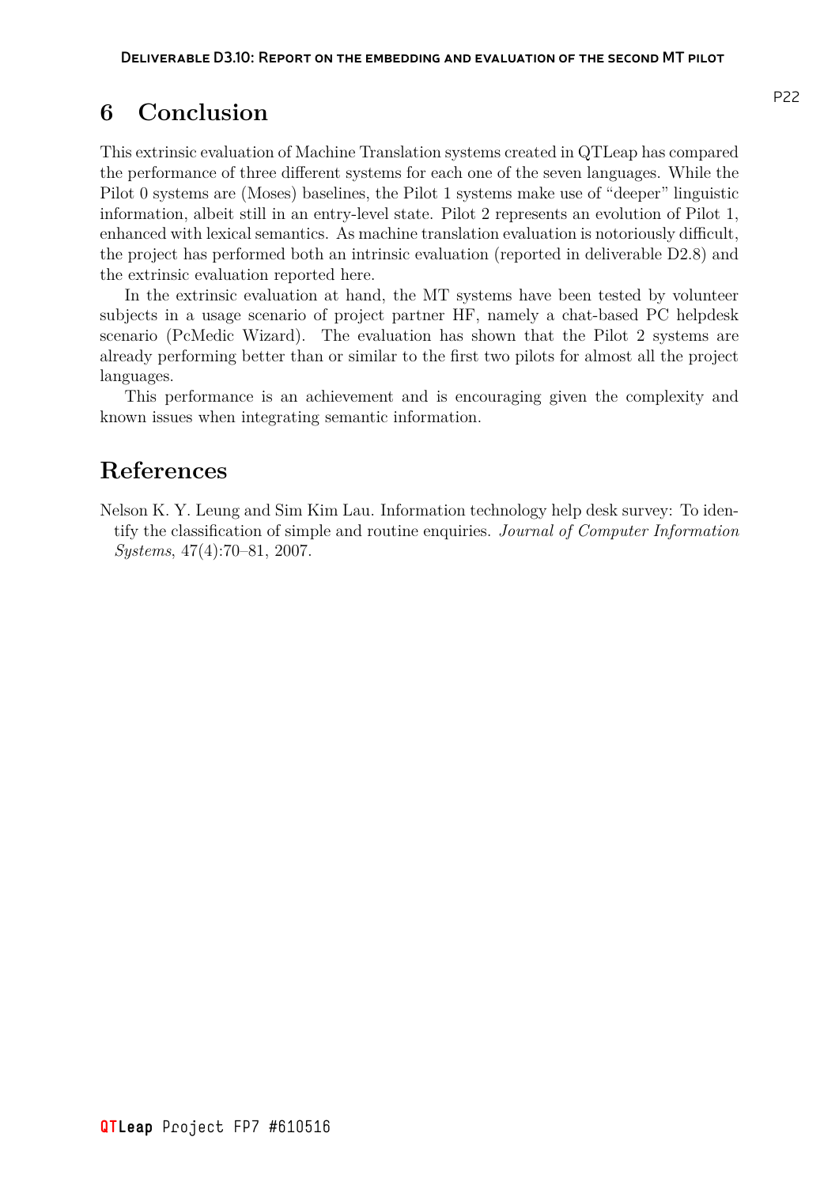# 6 Conclusion

This extrinsic evaluation of Machine Translation systems created in QTLeap has compared the performance of three different systems for each one of the seven languages. While the Pilot 0 systems are (Moses) baselines, the Pilot 1 systems make use of "deeper" linguistic information, albeit still in an entry-level state. Pilot 2 represents an evolution of Pilot 1, enhanced with lexical semantics. As machine translation evaluation is notoriously difficult, the project has performed both an intrinsic evaluation (reported in deliverable D2.8) and the extrinsic evaluation reported here.

In the extrinsic evaluation at hand, the MT systems have been tested by volunteer subjects in a usage scenario of project partner HF, namely a chat-based PC helpdesk scenario (PcMedic Wizard). The evaluation has shown that the Pilot 2 systems are already performing better than or similar to the first two pilots for almost all the project languages.

This performance is an achievement and is encouraging given the complexity and known issues when integrating semantic information.

# References

Nelson K. Y. Leung and Sim Kim Lau. Information technology help desk survey: To identify the classification of simple and routine enquiries. *Journal of Computer Information Systems*, 47(4):70–81, 2007.